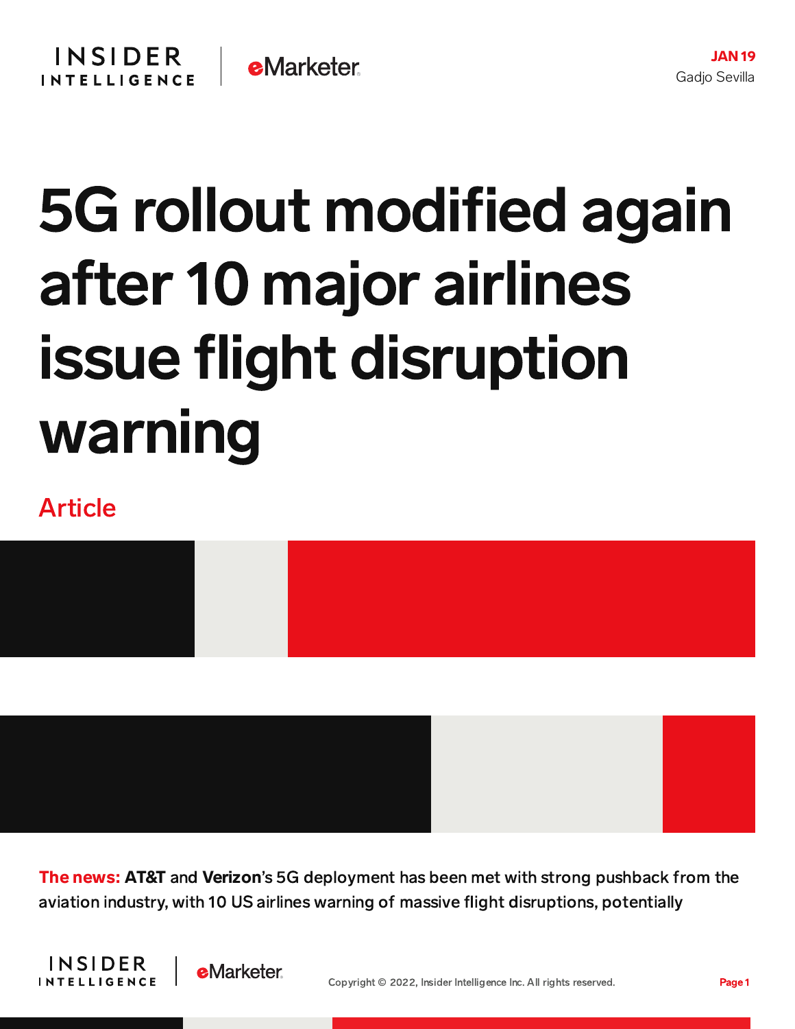JAN 19
Gadjo Sevilla

# 5G rollout modified again after 10 major airlines issue flight disruption warning

Article

**The news:** **AT&T** and **Verizon**'s 5G deployment has been met with strong pushback from the aviation industry, with 10 US airlines warning of massive flight disruptions, potentially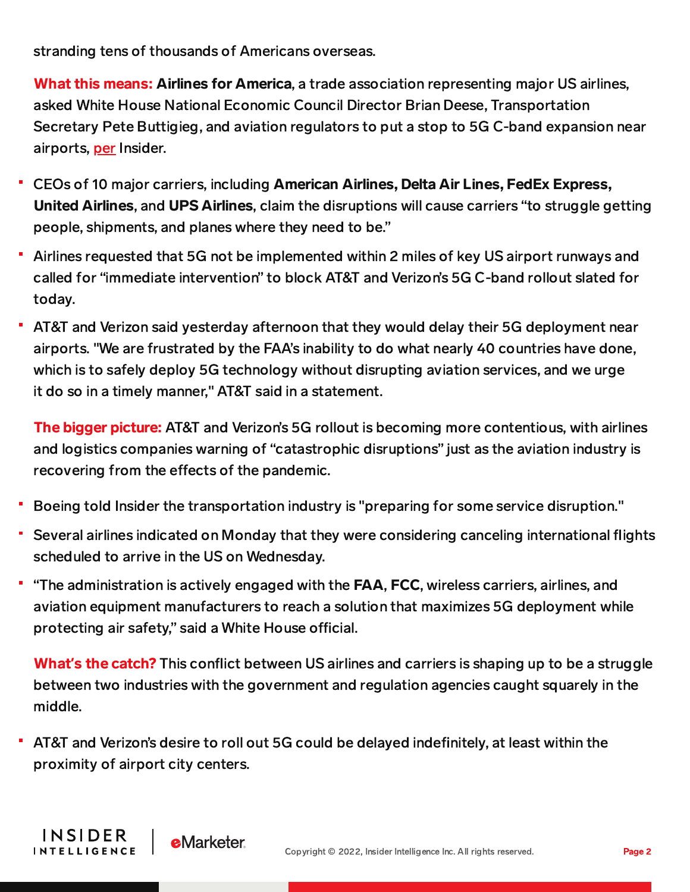stranding tens of thousands of Americans overseas.

**What this means:** **Airlines for America**, a trade association representing major US airlines, asked White House National Economic Council Director Brian Deese, Transportation Secretary Pete Buttigieg, and aviation regulators to put a stop to 5G C-band expansion near airports, per Insider.

- CEOs of 10 major carriers, including **American Airlines, Delta Air Lines, FedEx Express, United Airlines**, and **UPS Airlines**, claim the disruptions will cause carriers "to struggle getting people, shipments, and planes where they need to be."
- Airlines requested that 5G not be implemented within 2 miles of key US airport runways and called for "immediate intervention" to block AT&T and Verizon's 5G C-band rollout slated for today.
- AT&T and Verizon said yesterday afternoon that they would delay their 5G deployment near airports. "We are frustrated by the FAA's inability to do what nearly 40 countries have done, which is to safely deploy 5G technology without disrupting aviation services, and we urge it do so in a timely manner," AT&T said in a statement.

**The bigger picture:** AT&T and Verizon's 5G rollout is becoming more contentious, with airlines and logistics companies warning of "catastrophic disruptions" just as the aviation industry is recovering from the effects of the pandemic.

- Boeing told Insider the transportation industry is "preparing for some service disruption."
- Several airlines indicated on Monday that they were considering canceling international flights scheduled to arrive in the US on Wednesday.
- "The administration is actively engaged with the **FAA**, **FCC**, wireless carriers, airlines, and aviation equipment manufacturers to reach a solution that maximizes 5G deployment while protecting air safety," said a White House official.

**What's the catch?** This conflict between US airlines and carriers is shaping up to be a struggle between two industries with the government and regulation agencies caught squarely in the middle.

- AT&T and Verizon's desire to roll out 5G could be delayed indefinitely, at least within the proximity of airport city centers.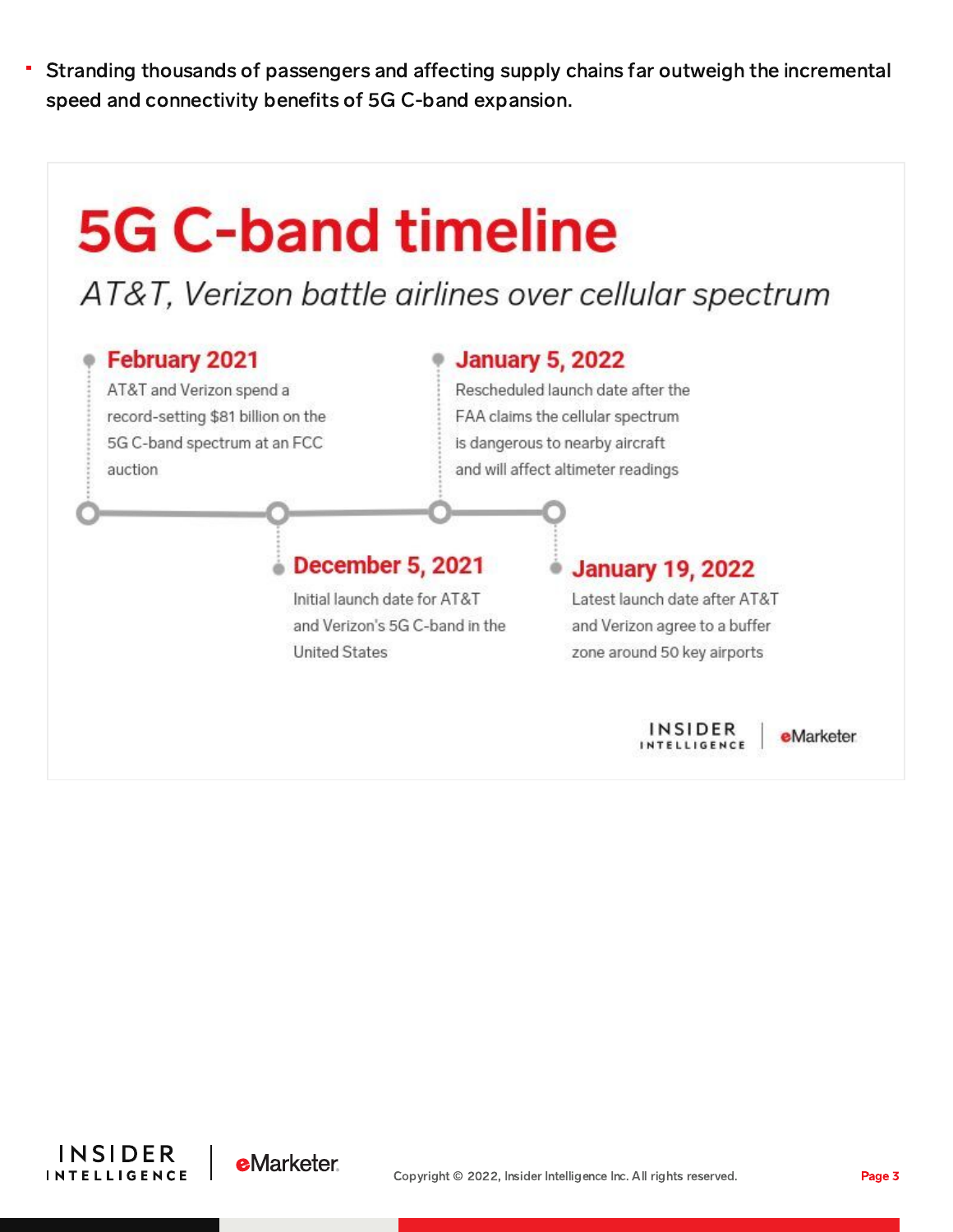- Stranding thousands of passengers and affecting supply chains far outweigh the incremental speed and connectivity benefits of 5G C-band expansion.

5G C-band timeline

AT&T, Verizon battle airlines over cellular spectrum

February 2021
AT&T and Verizon spend a record-setting $81 billion on the 5G C-band spectrum at an FCC auction

December 5, 2021
Initial launch date for AT&T and Verizon's 5G C-band in the United States

January 5, 2022
Rescheduled launch date after the FAA claims the cellular spectrum is dangerous to nearby aircraft and will affect altimeter readings

January 19, 2022
Latest launch date after AT&T and Verizon agree to a buffer zone around 50 key airports

INSIDER INTELLIGENCE | eMarketer